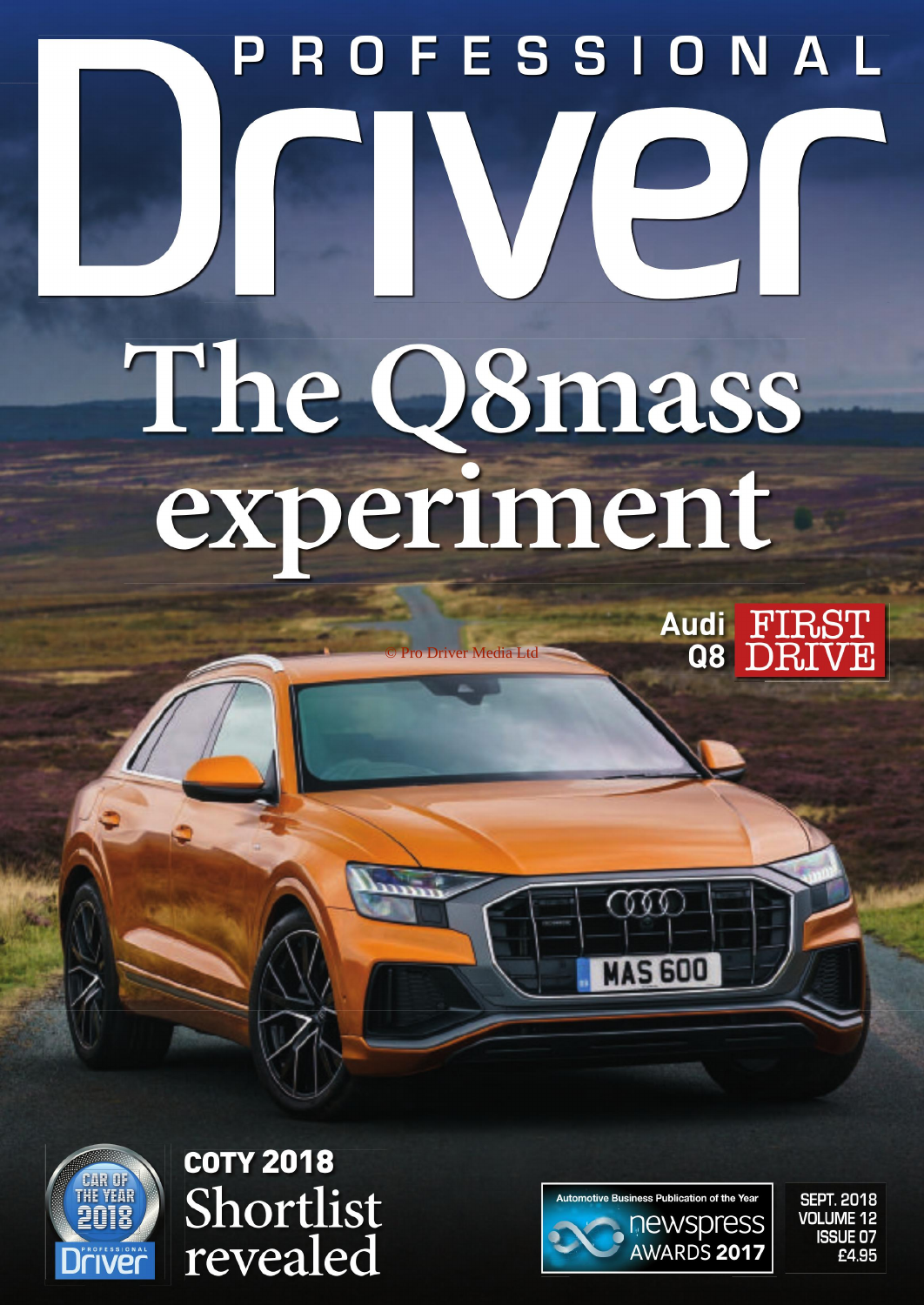# PROFESSIONAL Driver

# The Q8mass experiment

© Pro Driver Media Ltd

Audi Q8 FIRST DRIVE

CAR OF THE YEAR 2018 PROFESSIONAL Driver

**COTY 2018**

Shortlist revealed

Automotive Business Publication of the Year

newspress AWARDS **2017**

SEPT. 2018
VOLUME 12
ISSUE 07
£4.95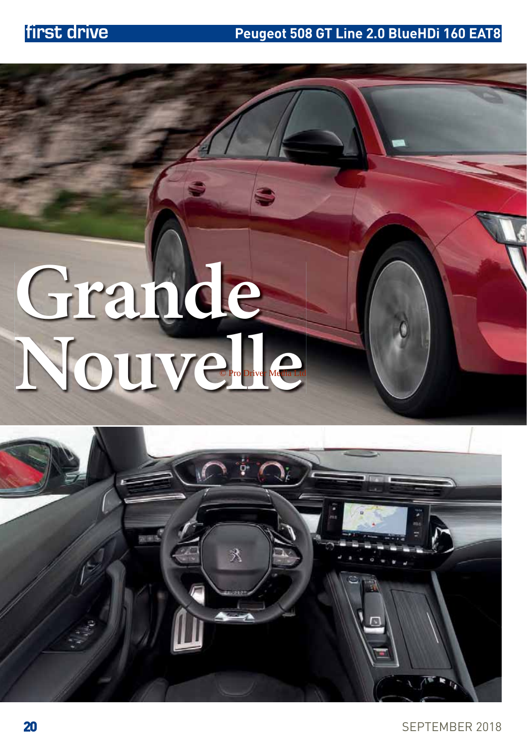# Grande Nouvelle

© Pro Driver Media Ltd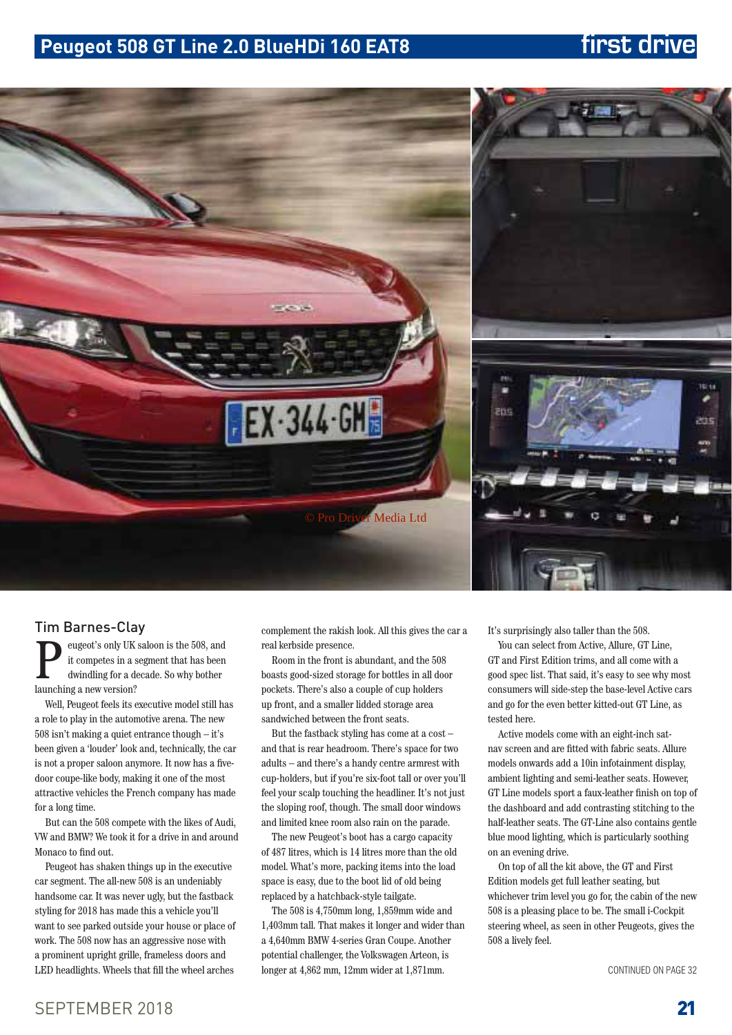# Peugeot 508 GT Line 2.0 BlueHDi 160 EAT8

first drive

Tim Barnes-Clay

Peugeot's only UK saloon is the 508, and it competes in a segment that has been dwindling for a decade. So why bother launching a new version?

Well, Peugeot feels its executive model still has a role to play in the automotive arena. The new 508 isn't making a quiet entrance though – it's been given a 'louder' look and, technically, the car is not a proper saloon anymore. It now has a five-door coupe-like body, making it one of the most attractive vehicles the French company has made for a long time.

But can the 508 compete with the likes of Audi, VW and BMW? We took it for a drive in and around Monaco to find out.

Peugeot has shaken things up in the executive car segment. The all-new 508 is an undeniably handsome car. It was never ugly, but the fastback styling for 2018 has made this a vehicle you'll want to see parked outside your house or place of work. The 508 now has an aggressive nose with a prominent upright grille, frameless doors and LED headlights. Wheels that fill the wheel arches complement the rakish look. All this gives the car a real kerbside presence.

Room in the front is abundant, and the 508 boasts good-sized storage for bottles in all door pockets. There's also a couple of cup holders up front, and a smaller lidded storage area sandwiched between the front seats.

But the fastback styling has come at a cost – and that is rear headroom. There's space for two adults – and there's a handy centre armrest with cup-holders, but if you're six-foot tall or over you'll feel your scalp touching the headliner. It's not just the sloping roof, though. The small door windows and limited knee room also rain on the parade.

The new Peugeot's boot has a cargo capacity of 487 litres, which is 14 litres more than the old model. What's more, packing items into the load space is easy, due to the boot lid of old being replaced by a hatchback-style tailgate.

The 508 is 4,750mm long, 1,859mm wide and 1,403mm tall. That makes it longer and wider than a 4,640mm BMW 4-series Gran Coupe. Another potential challenger, the Volkswagen Arteon, is longer at 4,862 mm, 12mm wider at 1,871mm. It's surprisingly also taller than the 508.

You can select from Active, Allure, GT Line, GT and First Edition trims, and all come with a good spec list. That said, it's easy to see why most consumers will side-step the base-level Active cars and go for the even better kitted-out GT Line, as tested here.

Active models come with an eight-inch sat-nav screen and are fitted with fabric seats. Allure models onwards add a 10in infotainment display, ambient lighting and semi-leather seats. However, GT Line models sport a faux-leather finish on top of the dashboard and add contrasting stitching to the half-leather seats. The GT-Line also contains gentle blue mood lighting, which is particularly soothing on an evening drive.

On top of all the kit above, the GT and First Edition models get full leather seating, but whichever trim level you go for, the cabin of the new 508 is a pleasing place to be. The small i-Cockpit steering wheel, as seen in other Peugeots, gives the 508 a lively feel.

CONTINUED ON PAGE 32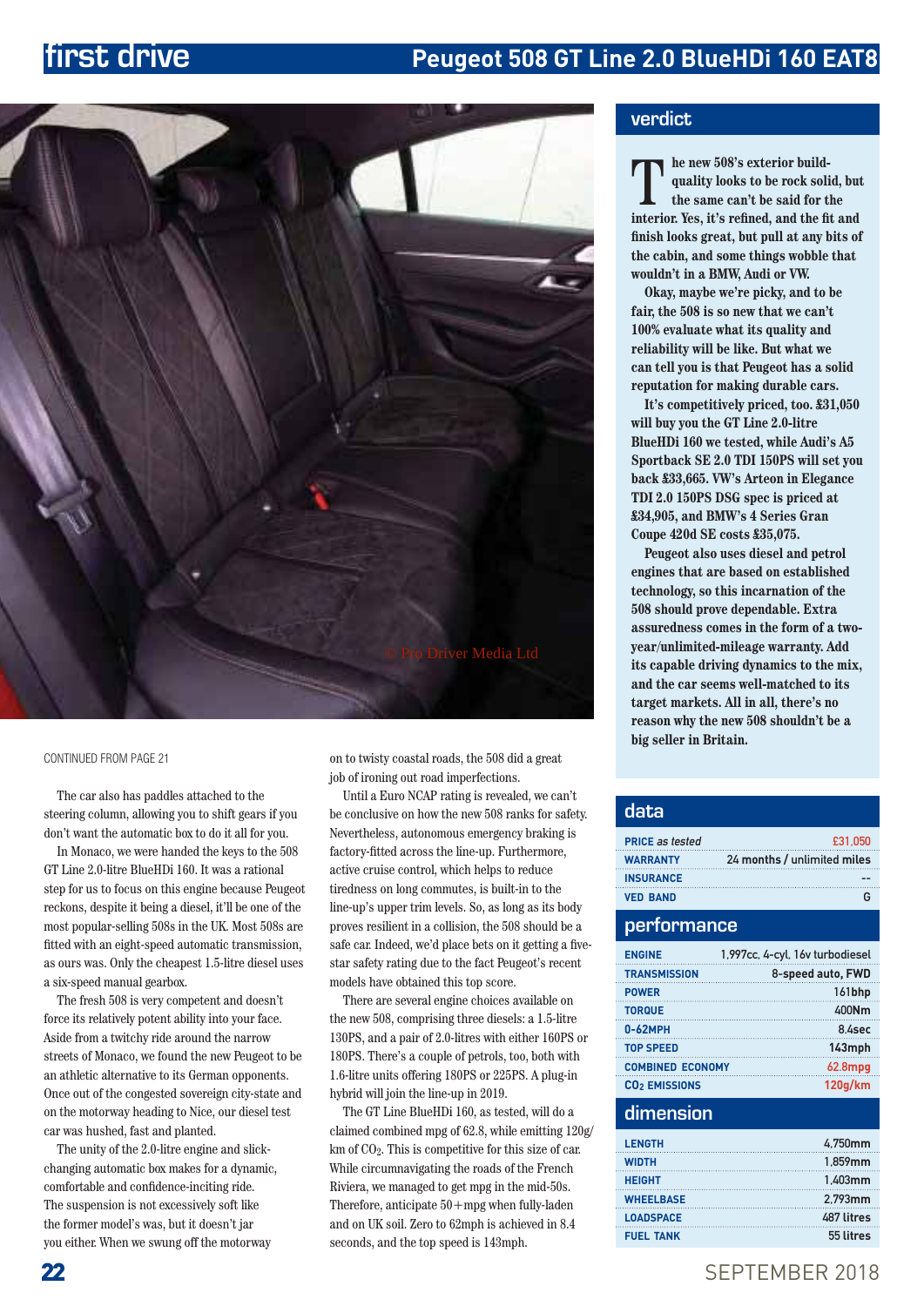# first drive

## Peugeot 508 GT Line 2.0 BlueHDi 160 EAT8

CONTINUED FROM PAGE 21

The car also has paddles attached to the steering column, allowing you to shift gears if you don't want the automatic box to do it all for you.

In Monaco, we were handed the keys to the 508 GT Line 2.0-litre BlueHDi 160. It was a rational step for us to focus on this engine because Peugeot reckons, despite it being a diesel, it'll be one of the most popular-selling 508s in the UK. Most 508s are fitted with an eight-speed automatic transmission, as ours was. Only the cheapest 1.5-litre diesel uses a six-speed manual gearbox.

The fresh 508 is very competent and doesn't force its relatively potent ability into your face. Aside from a twitchy ride around the narrow streets of Monaco, we found the new Peugeot to be an athletic alternative to its German opponents. Once out of the congested sovereign city-state and on the motorway heading to Nice, our diesel test car was hushed, fast and planted.

The unity of the 2.0-litre engine and slick-changing automatic box makes for a dynamic, comfortable and confidence-inciting ride. The suspension is not excessively soft like the former model's was, but it doesn't jar you either. When we swung off the motorway on to twisty coastal roads, the 508 did a great job of ironing out road imperfections.

Until a Euro NCAP rating is revealed, we can't be conclusive on how the new 508 ranks for safety. Nevertheless, autonomous emergency braking is factory-fitted across the line-up. Furthermore, active cruise control, which helps to reduce tiredness on long commutes, is built-in to the line-up's upper trim levels. So, as long as its body proves resilient in a collision, the 508 should be a safe car. Indeed, we'd place bets on it getting a five-star safety rating due to the fact Peugeot's recent models have obtained this top score.

There are several engine choices available on the new 508, comprising three diesels: a 1.5-litre 130PS, and a pair of 2.0-litres with either 160PS or 180PS. There's a couple of petrols, too, both with 1.6-litre units offering 180PS or 225PS. A plug-in hybrid will join the line-up in 2019.

The GT Line BlueHDi 160, as tested, will do a claimed combined mpg of 62.8, while emitting 120g/km of $CO_2$. This is competitive for this size of car. While circumnavigating the roads of the French Riviera, we managed to get mpg in the mid-50s. Therefore, anticipate 50+mpg when fully-laden and on UK soil. Zero to 62mph is achieved in 8.4 seconds, and the top speed is 143mph.

## verdict

The new 508's exterior build-quality looks to be rock solid, but the same can't be said for the interior. Yes, it's refined, and the fit and finish looks great, but pull at any bits of the cabin, and some things wobble that wouldn't in a BMW, Audi or VW.

Okay, maybe we're picky, and to be fair, the 508 is so new that we can't 100% evaluate what its quality and reliability will be like. But what we can tell you is that Peugeot has a solid reputation for making durable cars.

It's competitively priced, too. £31,050 will buy you the GT Line 2.0-litre BlueHDi 160 we tested, while Audi's A5 Sportback SE 2.0 TDI 150PS will set you back £33,665. VW's Arteon in Elegance TDI 2.0 150PS DSG spec is priced at £34,905, and BMW's 4 Series Gran Coupe 420d SE costs £35,075.

Peugeot also uses diesel and petrol engines that are based on established technology, so this incarnation of the 508 should prove dependable. Extra assuredness comes in the form of a two-year/unlimited-mileage warranty. Add its capable driving dynamics to the mix, and the car seems well-matched to its target markets. All in all, there's no reason why the new 508 shouldn't be a big seller in Britain.

## data

| | |
|---|---|
| PRICE *as tested* | £31,050 |
| WARRANTY | 24 months / unlimited miles |
| INSURANCE | -- |
| VED BAND | G |

## performance

| | |
|---|---|
| ENGINE | 1,997cc, 4-cyl, 16v turbodiesel |
| TRANSMISSION | 8-speed auto, FWD |
| POWER | 161bhp |
| TORQUE | 400Nm |
| 0-62MPH | 8.4sec |
| TOP SPEED | 143mph |
| COMBINED ECONOMY | 62.8mpg |
| $CO_2$ EMISSIONS | 120g/km |

## dimension

| | |
|---|---|
| LENGTH | 4,750mm |
| WIDTH | 1,859mm |
| HEIGHT | 1,403mm |
| WHEELBASE | 2,793mm |
| LOADSPACE | 487 litres |
| FUEL TANK | 55 litres |